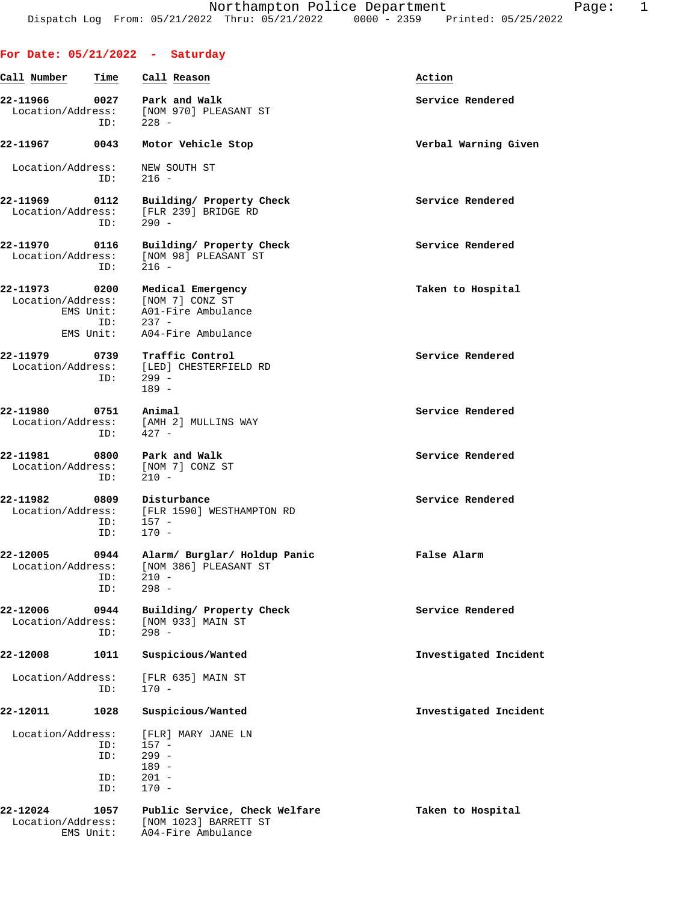Northampton Police Department
Dispatch Log From: 05/21/2022 Thru: 05/21/2022 0000 - 2359 Printed: 05/25/2022

## For Date: 05/21/2022 - Saturday

| Call Number | Time | Call Reason | Action |
|---|---|---|---|
| 22-11966 | 0027 | Park and Walk | Service Rendered |
| Location/Address: | | [NOM 970] PLEASANT ST | |
| ID: | | 228 - | |
| 22-11967 | 0043 | Motor Vehicle Stop | Verbal Warning Given |
| Location/Address: | | NEW SOUTH ST | |
| ID: | | 216 - | |
| 22-11969 | 0112 | Building/ Property Check | Service Rendered |
| Location/Address: | | [FLR 239] BRIDGE RD | |
| ID: | | 290 - | |
| 22-11970 | 0116 | Building/ Property Check | Service Rendered |
| Location/Address: | | [NOM 98] PLEASANT ST | |
| ID: | | 216 - | |
| 22-11973 | 0200 | Medical Emergency | Taken to Hospital |
| Location/Address: | | [NOM 7] CONZ ST | |
| EMS Unit: | | A01-Fire Ambulance | |
| ID: | | 237 - | |
| EMS Unit: | | A04-Fire Ambulance | |
| 22-11979 | 0739 | Traffic Control | Service Rendered |
| Location/Address: | | [LED] CHESTERFIELD RD | |
| ID: | | 299 - | |
| | | 189 - | |
| 22-11980 | 0751 | Animal | Service Rendered |
| Location/Address: | | [AMH 2] MULLINS WAY | |
| ID: | | 427 - | |
| 22-11981 | 0800 | Park and Walk | Service Rendered |
| Location/Address: | | [NOM 7] CONZ ST | |
| ID: | | 210 - | |
| 22-11982 | 0809 | Disturbance | Service Rendered |
| Location/Address: | | [FLR 1590] WESTHAMPTON RD | |
| ID: | | 157 - | |
| ID: | | 170 - | |
| 22-12005 | 0944 | Alarm/ Burglar/ Holdup Panic | False Alarm |
| Location/Address: | | [NOM 386] PLEASANT ST | |
| ID: | | 210 - | |
| ID: | | 298 - | |
| 22-12006 | 0944 | Building/ Property Check | Service Rendered |
| Location/Address: | | [NOM 933] MAIN ST | |
| ID: | | 298 - | |
| 22-12008 | 1011 | Suspicious/Wanted | Investigated Incident |
| Location/Address: | | [FLR 635] MAIN ST | |
| ID: | | 170 - | |
| 22-12011 | 1028 | Suspicious/Wanted | Investigated Incident |
| Location/Address: | | [FLR] MARY JANE LN | |
| ID: | | 157 - | |
| ID: | | 299 - | |
| | | 189 - | |
| ID: | | 201 - | |
| ID: | | 170 - | |
| 22-12024 | 1057 | Public Service, Check Welfare | Taken to Hospital |
| Location/Address: | | [NOM 1023] BARRETT ST | |
| EMS Unit: | | A04-Fire Ambulance | |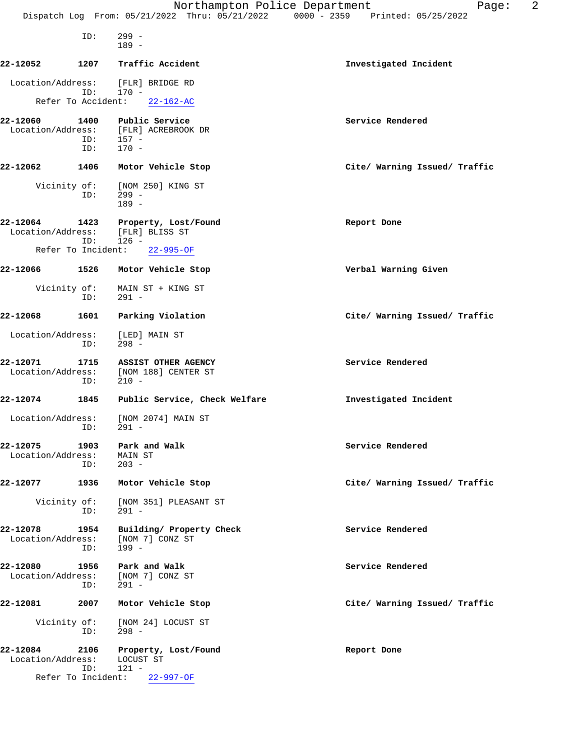```
           ID:     299 -
                   189 -

22-12052        1207    Traffic Accident                              Investigated Incident

  Location/Address:    [FLR] BRIDGE RD
           ID:     170 -
     Refer To Accident:    22-162-AC

22-12060        1400    Public Service                                Service Rendered
  Location/Address:    [FLR] ACREBROOK DR
           ID:     157 -
           ID:     170 -

22-12062        1406    Motor Vehicle Stop                            Cite/ Warning Issued/ Traffic

      Vicinity of:     [NOM 250] KING ST
           ID:     299 -
                   189 -

22-12064        1423    Property, Lost/Found                          Report Done
  Location/Address:    [FLR] BLISS ST
           ID:     126 -
     Refer To Incident:    22-995-OF

22-12066        1526    Motor Vehicle Stop                            Verbal Warning Given

      Vicinity of:     MAIN ST + KING ST
           ID:     291 -

22-12068        1601    Parking Violation                             Cite/ Warning Issued/ Traffic

  Location/Address:    [LED] MAIN ST
           ID:     298 -

22-12071        1715    ASSIST OTHER AGENCY                           Service Rendered
  Location/Address:    [NOM 188] CENTER ST
           ID:     210 -

22-12074        1845    Public Service, Check Welfare                 Investigated Incident

  Location/Address:    [NOM 2074] MAIN ST
           ID:     291 -

22-12075        1903    Park and Walk                                 Service Rendered
  Location/Address:    MAIN ST
           ID:     203 -

22-12077        1936    Motor Vehicle Stop                            Cite/ Warning Issued/ Traffic

      Vicinity of:     [NOM 351] PLEASANT ST
           ID:     291 -

22-12078        1954    Building/ Property Check                      Service Rendered
  Location/Address:    [NOM 7] CONZ ST
           ID:     199 -

22-12080        1956    Park and Walk                                 Service Rendered
  Location/Address:    [NOM 7] CONZ ST
           ID:     291 -

22-12081        2007    Motor Vehicle Stop                            Cite/ Warning Issued/ Traffic

      Vicinity of:     [NOM 24] LOCUST ST
           ID:     298 -

22-12084        2106    Property, Lost/Found                          Report Done
  Location/Address:    LOCUST ST
           ID:     121 -
     Refer To Incident:    22-997-OF
```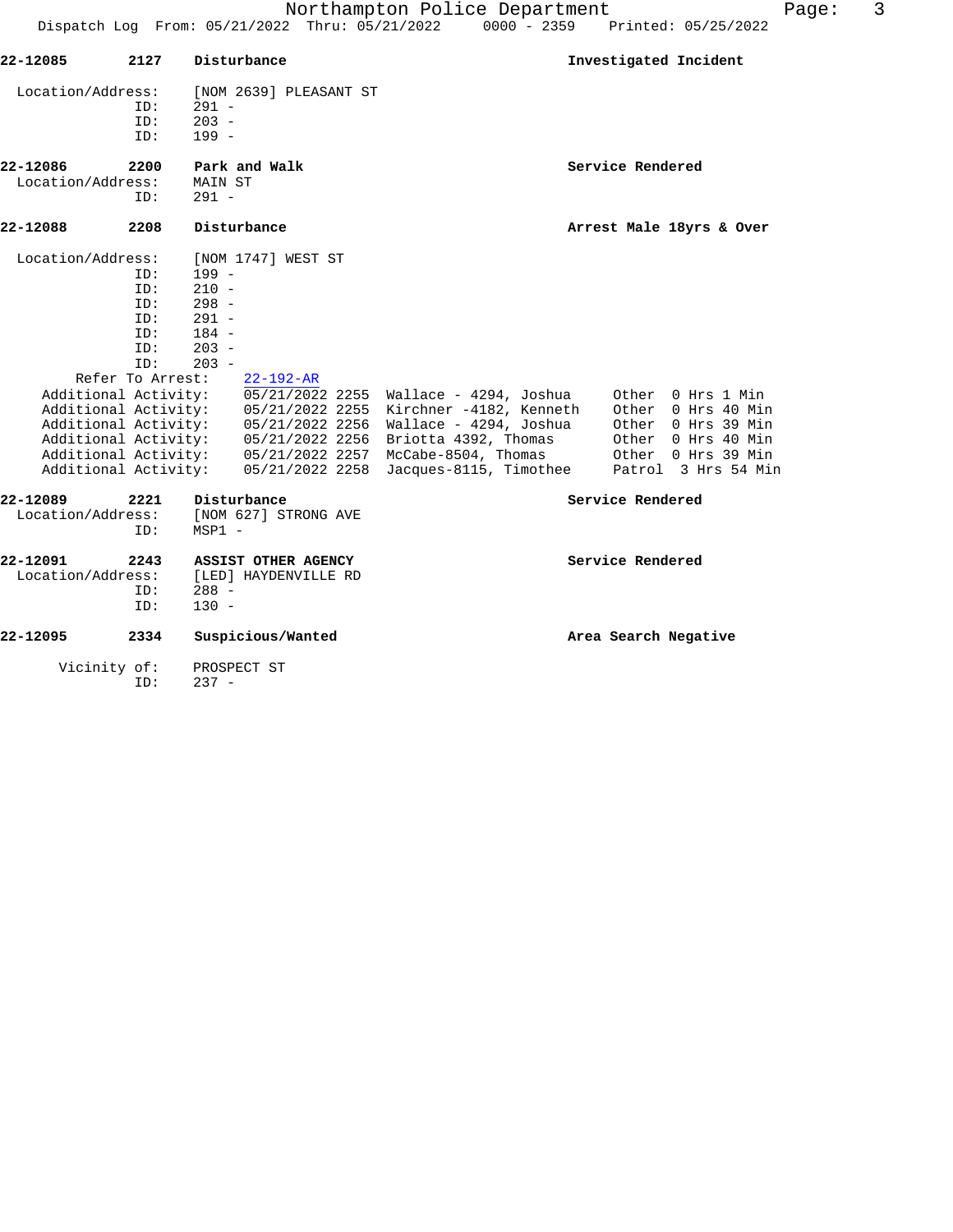**22-12085 2127 Disturbance** — **Investigated Incident**

Location/Address: [NOM 2639] PLEASANT ST
ID: 291 -
ID: 203 -
ID: 199 -

**22-12086 2200 Park and Walk** — **Service Rendered**

Location/Address: MAIN ST
ID: 291 -

**22-12088 2208 Disturbance** — **Arrest Male 18yrs & Over**

Location/Address: [NOM 1747] WEST ST
ID: 199 -
ID: 210 -
ID: 298 -
ID: 291 -
ID: 184 -
ID: 203 -
ID: 203 -
Refer To Arrest: 22-192-AR

| | | | | |
|---|---|---|---|---|
| Additional Activity: | 05/21/2022 2255 | Wallace - 4294, Joshua | Other | 0 Hrs 1 Min |
| Additional Activity: | 05/21/2022 2255 | Kirchner -4182, Kenneth | Other | 0 Hrs 40 Min |
| Additional Activity: | 05/21/2022 2256 | Wallace - 4294, Joshua | Other | 0 Hrs 39 Min |
| Additional Activity: | 05/21/2022 2256 | Briotta 4392, Thomas | Other | 0 Hrs 40 Min |
| Additional Activity: | 05/21/2022 2257 | McCabe-8504, Thomas | Other | 0 Hrs 39 Min |
| Additional Activity: | 05/21/2022 2258 | Jacques-8115, Timothee | Patrol | 3 Hrs 54 Min |

**22-12089 2221 Disturbance** — **Service Rendered**

Location/Address: [NOM 627] STRONG AVE
ID: MSP1 -

**22-12091 2243 ASSIST OTHER AGENCY** — **Service Rendered**

Location/Address: [LED] HAYDENVILLE RD
ID: 288 -
ID: 130 -

**22-12095 2334 Suspicious/Wanted** — **Area Search Negative**

Vicinity of: PROSPECT ST
ID: 237 -